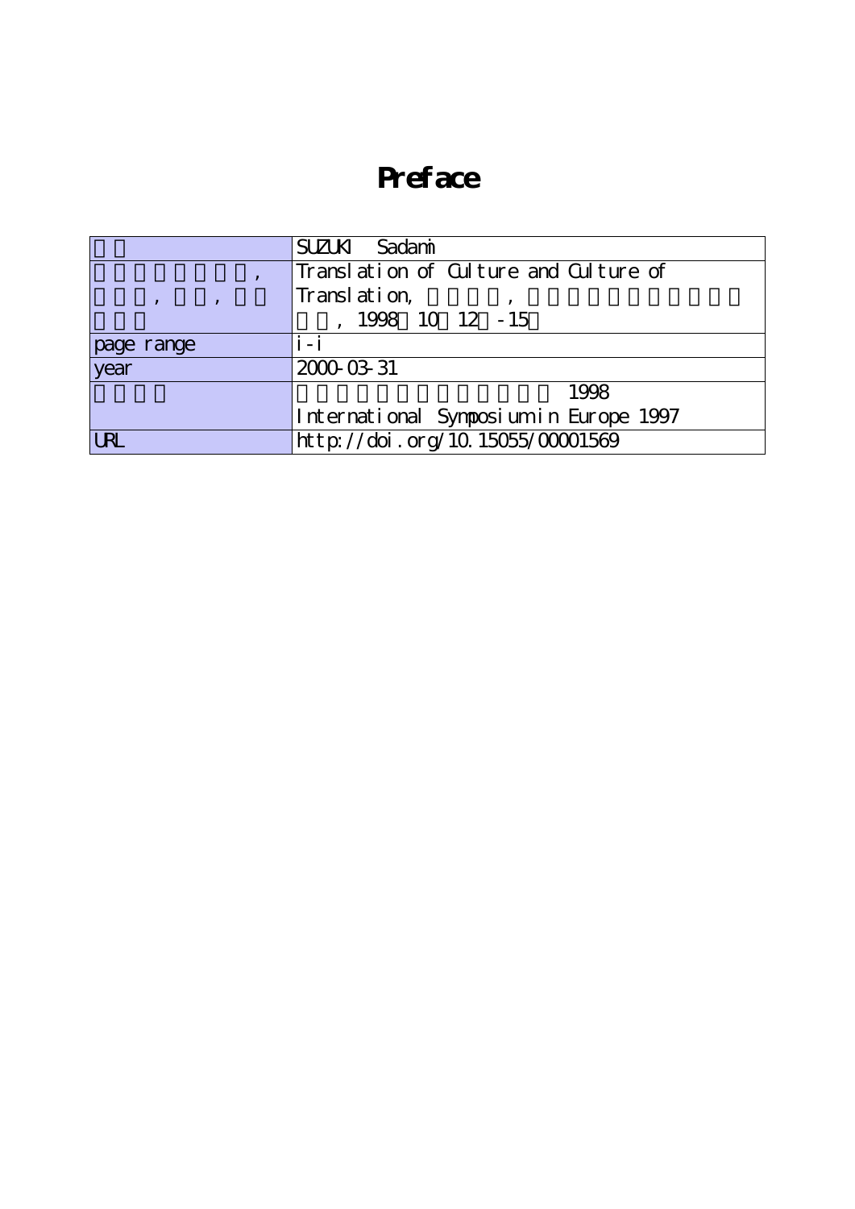# Preface

| | |
|---|---|
| | SUZUKI Sadami |
| , <br> , , | Translation of Culture and Culture of Translation, , <br> , 1998 10 12 -15 |
| page range | i-i |
| year | 2000-03-31 |
| | 1998 <br> International Symposium in Europe 1997 |
| URL | http://doi.org/10.15055/00001569 |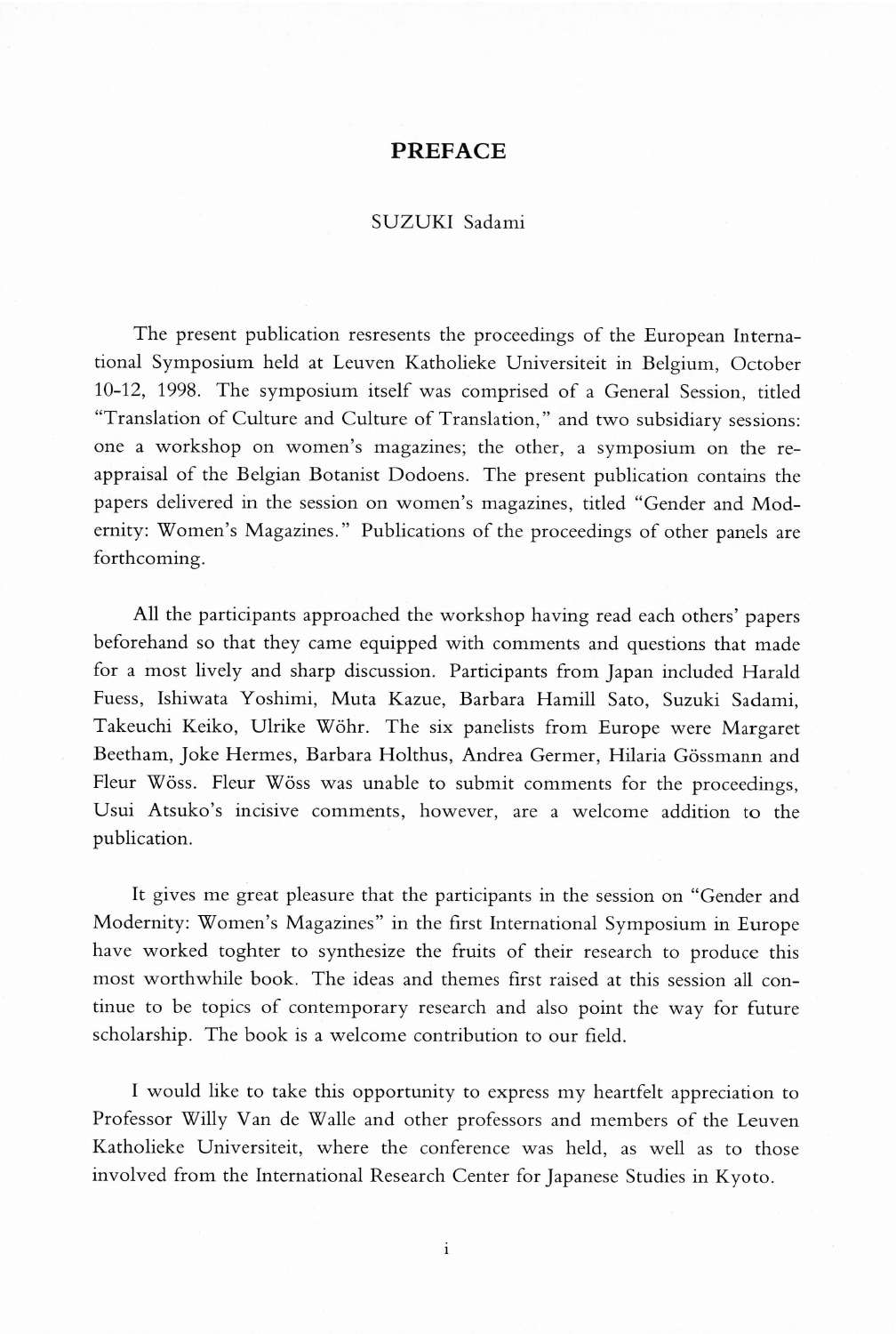# PREFACE

SUZUKI Sadami

The present publication resresents the proceedings of the European International Symposium held at Leuven Katholieke Universiteit in Belgium, October 10-12, 1998. The symposium itself was comprised of a General Session, titled "Translation of Culture and Culture of Translation," and two subsidiary sessions: one a workshop on women's magazines; the other, a symposium on the re-appraisal of the Belgian Botanist Dodoens. The present publication contains the papers delivered in the session on women's magazines, titled "Gender and Modernity: Women's Magazines." Publications of the proceedings of other panels are forthcoming.

All the participants approached the workshop having read each others' papers beforehand so that they came equipped with comments and questions that made for a most lively and sharp discussion. Participants from Japan included Harald Fuess, Ishiwata Yoshimi, Muta Kazue, Barbara Hamill Sato, Suzuki Sadami, Takeuchi Keiko, Ulrike Wöhr. The six panelists from Europe were Margaret Beetham, Joke Hermes, Barbara Holthus, Andrea Germer, Hilaria Gössmann and Fleur Wöss. Fleur Wöss was unable to submit comments for the proceedings, Usui Atsuko's incisive comments, however, are a welcome addition to the publication.

It gives me great pleasure that the participants in the session on "Gender and Modernity: Women's Magazines" in the first International Symposium in Europe have worked toghter to synthesize the fruits of their research to produce this most worthwhile book. The ideas and themes first raised at this session all continue to be topics of contemporary research and also point the way for future scholarship. The book is a welcome contribution to our field.

I would like to take this opportunity to express my heartfelt appreciation to Professor Willy Van de Walle and other professors and members of the Leuven Katholieke Universiteit, where the conference was held, as well as to those involved from the International Research Center for Japanese Studies in Kyoto.